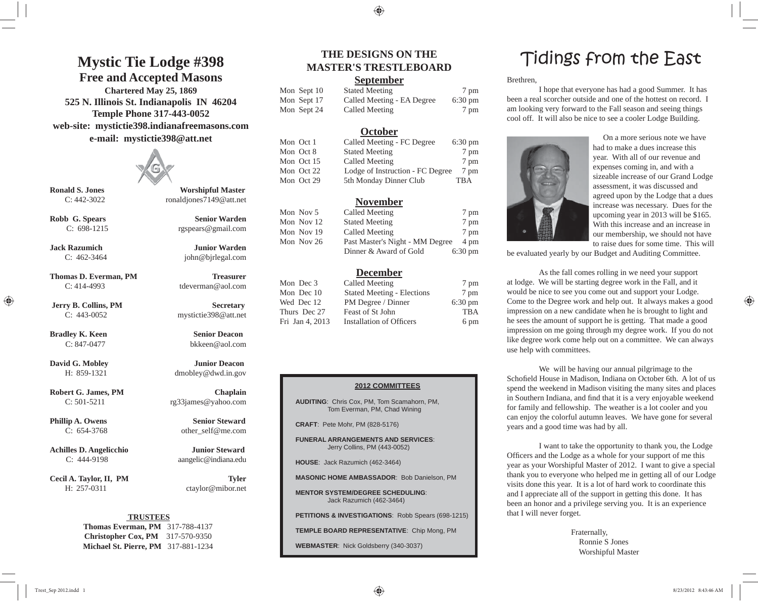# Mystic Tie Lodge #398

## Free and Accepted Masons

**Chartered May 25, 1869**
**525 N. Illinois St. Indianapolis IN 46204**
**Temple Phone 317-443-0052**
**web-site: mystictie398.indianafreemasons.com**
**e-mail: mystictie398@att.net**

**Ronald S. Jones** — **Worshipful Master**
C: 442-3022 — ronaldjones7149@att.net

**Robb G. Spears** — **Senior Warden**
C: 698-1215 — rgspears@gmail.com

**Jack Razumich** — **Junior Warden**
C: 462-3464 — john@bjrlegal.com

**Thomas D. Everman, PM** — **Treasurer**
C: 414-4993 — tdeverman@aol.com

**Jerry B. Collins, PM** — **Secretary**
C: 443-0052 — mystictie398@att.net

**Bradley K. Keen** — **Senior Deacon**
C: 847-0477 — bkkeen@aol.com

**David G. Mobley** — **Junior Deacon**
H: 859-1321 — dmobley@dwd.in.gov

**Robert G. James, PM** — **Chaplain**
C: 501-5211 — rg33james@yahoo.com

**Phillip A. Owens** — **Senior Steward**
C: 654-3768 — other_self@me.com

**Achilles D. Angelicchio** — **Junior Steward**
C: 444-9198 — aangelic@indiana.edu

**Cecil A. Taylor, II, PM** — **Tyler**
H: 257-0311 — ctaylor@mibor.net

**TRUSTEES**

**Thomas Everman, PM** 317-788-4137
**Christopher Cox, PM** 317-570-9350
**Michael St. Pierre, PM** 317-881-1234

## THE DESIGNS ON THE MASTER'S TRESTLEBOARD

### September

| | | |
|---|---|---|
| Mon Sept 10 | Stated Meeting | 7 pm |
| Mon Sept 17 | Called Meeting - EA Degree | 6:30 pm |
| Mon Sept 24 | Called Meeting | 7 pm |

### October

| | | |
|---|---|---|
| Mon Oct 1 | Called Meeting - FC Degree | 6:30 pm |
| Mon Oct 8 | Stated Meeting | 7 pm |
| Mon Oct 15 | Called Meeting | 7 pm |
| Mon Oct 22 | Lodge of Instruction - FC Degree | 7 pm |
| Mon Oct 29 | 5th Monday Dinner Club | TBA |

### November

| | | |
|---|---|---|
| Mon Nov 5 | Called Meeting | 7 pm |
| Mon Nov 12 | Stated Meeting | 7 pm |
| Mon Nov 19 | Called Meeting | 7 pm |
| Mon Nov 26 | Past Master's Night - MM Degree | 4 pm |
| | Dinner & Award of Gold | 6:30 pm |

### December

| | | |
|---|---|---|
| Mon Dec 3 | Called Meeting | 7 pm |
| Mon Dec 10 | Stated Meeting - Elections | 7 pm |
| Wed Dec 12 | PM Degree / Dinner | 6:30 pm |
| Thurs Dec 27 | Feast of St John | TBA |
| Fri Jan 4, 2013 | Installation of Officers | 6 pm |

**2012 COMMITTEES**

**AUDITING**: Chris Cox, PM, Tom Scamahorn, PM, Tom Everman, PM, Chad Wining

**CRAFT**: Pete Mohr, PM (828-5176)

**FUNERAL ARRANGEMENTS AND SERVICES**: Jerry Collins, PM (443-0052)

**HOUSE**: Jack Razumich (462-3464)

**MASONIC HOME AMBASSADOR**: Bob Danielson, PM

**MENTOR SYSTEM/DEGREE SCHEDULING**: Jack Razumich (462-3464)

**PETITIONS & INVESTIGATIONS**: Robb Spears (698-1215)

**TEMPLE BOARD REPRESENTATIVE**: Chip Mong, PM

**WEBMASTER**: Nick Goldsberry (340-3037)

# Tidings from the East

Brethren,

I hope that everyone has had a good Summer. It has been a real scorcher outside and one of the hottest on record. I am looking very forward to the Fall season and seeing things cool off. It will also be nice to see a cooler Lodge Building.

On a more serious note we have had to make a dues increase this year. With all of our revenue and expenses coming in, and with a sizeable increase of our Grand Lodge assessment, it was discussed and agreed upon by the Lodge that a dues increase was necessary. Dues for the upcoming year in 2013 will be $165. With this increase and an increase in our membership, we should not have to raise dues for some time. This will be evaluated yearly by our Budget and Auditing Committee.

As the fall comes rolling in we need your support at lodge. We will be starting degree work in the Fall, and it would be nice to see you come out and support your Lodge. Come to the Degree work and help out. It always makes a good impression on a new candidate when he is brought to light and he sees the amount of support he is getting. That made a good impression on me going through my degree work. If you do not like degree work come help out on a committee. We can always use help with committees.

We will be having our annual pilgrimage to the Schofield House in Madison, Indiana on October 6th. A lot of us spend the weekend in Madison visiting the many sites and places in Southern Indiana, and find that it is a very enjoyable weekend for family and fellowship. The weather is a lot cooler and you can enjoy the colorful autumn leaves. We have gone for several years and a good time was had by all.

I want to take the opportunity to thank you, the Lodge Officers and the Lodge as a whole for your support of me this year as your Worshipful Master of 2012. I want to give a special thank you to everyone who helped me in getting all of our Lodge visits done this year. It is a lot of hard work to coordinate this and I appreciate all of the support in getting this done. It has been an honor and a privilege serving you. It is an experience that I will never forget.

Fraternally,
Ronnie S Jones
Worshipful Master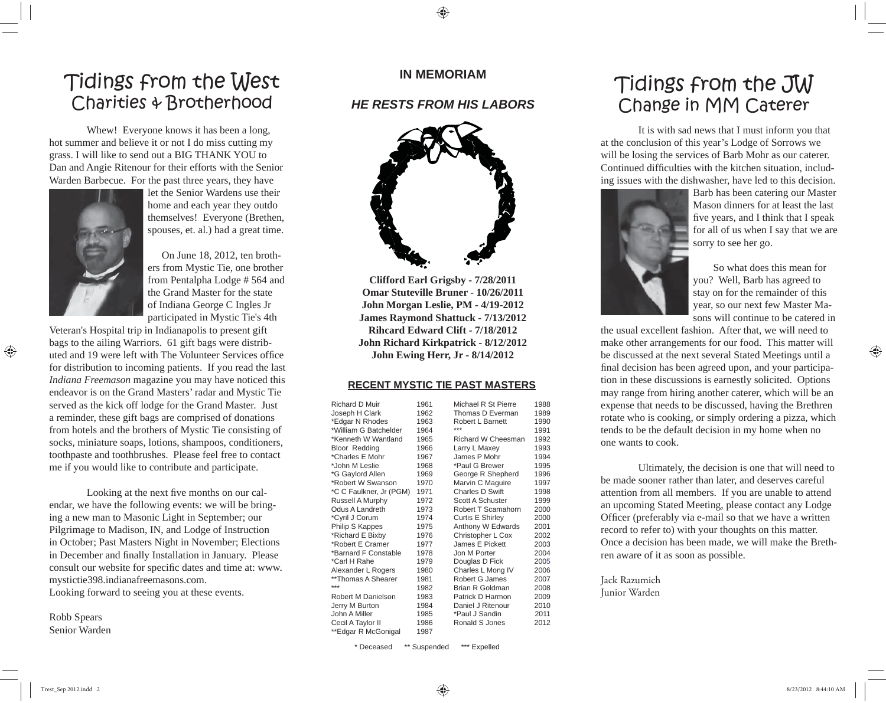# Tidings from the West
## Charities & Brotherhood

Whew! Everyone knows it has been a long, hot summer and believe it or not I do miss cutting my grass. I will like to send out a BIG THANK YOU to Dan and Angie Ritenour for their efforts with the Senior Warden Barbecue. For the past three years, they have let the Senior Wardens use their home and each year they outdo themselves! Everyone (Brethen, spouses, et. al.) had a great time.

On June 18, 2012, ten brothers from Mystic Tie, one brother from Pentalpha Lodge # 564 and the Grand Master for the state of Indiana George C Ingles Jr participated in Mystic Tie's 4th Veteran's Hospital trip in Indianapolis to present gift bags to the ailing Warriors. 61 gift bags were distributed and 19 were left with The Volunteer Services office for distribution to incoming patients. If you read the last *Indiana Freemason* magazine you may have noticed this endeavor is on the Grand Masters' radar and Mystic Tie served as the kick off lodge for the Grand Master. Just a reminder, these gift bags are comprised of donations from hotels and the brothers of Mystic Tie consisting of socks, miniature soaps, lotions, shampoos, conditioners, toothpaste and toothbrushes. Please feel free to contact me if you would like to contribute and participate.

Looking at the next five months on our calendar, we have the following events: we will be bringing a new man to Masonic Light in September; our Pilgrimage to Madison, IN, and Lodge of Instruction in October; Past Masters Night in November; Elections in December and finally Installation in January. Please consult our website for specific dates and time at: www.mystictie398.indianafreemasons.com.
Looking forward to seeing you at these events.

Robb Spears
Senior Warden

## IN MEMORIAM

### *HE RESTS FROM HIS LABORS*

**Clifford Earl Grigsby - 7/28/2011**
**Omar Stuteville Bruner - 10/26/2011**
**John Morgan Leslie, PM - 4/19-2012**
**James Raymond Shattuck - 7/13/2012**
**Rihcard Edward Clift - 7/18/2012**
**John Richard Kirkpatrick - 8/12/2012**
**John Ewing Herr, Jr - 8/14/2012**

### RECENT MYSTIC TIE PAST MASTERS

| Name | Year | Name | Year |
|---|---|---|---|
| Richard D Muir | 1961 | Michael R St Pierre | 1988 |
| Joseph H Clark | 1962 | Thomas D Everman | 1989 |
| *Edgar N Rhodes | 1963 | Robert L Barnett | 1990 |
| *William G Batchelder | 1964 | *** | 1991 |
| *Kenneth W Wantland | 1965 | Richard W Cheesman | 1992 |
| Bloor Redding | 1966 | Larry L Maxey | 1993 |
| *Charles E Mohr | 1967 | James P Mohr | 1994 |
| *John M Leslie | 1968 | *Paul G Brewer | 1995 |
| *G Gaylord Allen | 1969 | George R Shepherd | 1996 |
| *Robert W Swanson | 1970 | Marvin C Maguire | 1997 |
| *C C Faulkner, Jr (PGM) | 1971 | Charles D Swift | 1998 |
| Russell A Murphy | 1972 | Scott A Schuster | 1999 |
| Odus A Landreth | 1973 | Robert T Scamahorn | 2000 |
| *Cyril J Corum | 1974 | Curtis E Shirley | 2000 |
| Philip S Kappes | 1975 | Anthony W Edwards | 2001 |
| *Richard E Bixby | 1976 | Christopher L Cox | 2002 |
| *Robert E Cramer | 1977 | James E Pickett | 2003 |
| *Barnard F Constable | 1978 | Jon M Porter | 2004 |
| *Carl H Rahe | 1979 | Douglas D Fick | 2005 |
| Alexander L Rogers | 1980 | Charles L Mong IV | 2006 |
| **Thomas A Shearer | 1981 | Robert G James | 2007 |
| *** | 1982 | Brian R Goldman | 2008 |
| Robert M Danielson | 1983 | Patrick D Harmon | 2009 |
| Jerry M Burton | 1984 | Daniel J Ritenour | 2010 |
| John A Miller | 1985 | *Paul J Sandin | 2011 |
| Cecil A Taylor II | 1986 | Ronald S Jones | 2012 |
| **Edgar R McGonigal | 1987 | | |

\* Deceased &nbsp;&nbsp; ** Suspended &nbsp;&nbsp; *** Expelled

# Tidings from the JW
## Change in MM Caterer

It is with sad news that I must inform you that at the conclusion of this year's Lodge of Sorrows we will be losing the services of Barb Mohr as our caterer. Continued difficulties with the kitchen situation, including issues with the dishwasher, have led to this decision. Barb has been catering our Master Mason dinners for at least the last five years, and I think that I speak for all of us when I say that we are sorry to see her go.

So what does this mean for you? Well, Barb has agreed to stay on for the remainder of this year, so our next few Master Masons will continue to be catered in the usual excellent fashion. After that, we will need to make other arrangements for our food. This matter will be discussed at the next several Stated Meetings until a final decision has been agreed upon, and your participation in these discussions is earnestly solicited. Options may range from hiring another caterer, which will be an expense that needs to be discussed, having the Brethren rotate who is cooking, or simply ordering a pizza, which tends to be the default decision in my home when no one wants to cook.

Ultimately, the decision is one that will need to be made sooner rather than later, and deserves careful attention from all members. If you are unable to attend an upcoming Stated Meeting, please contact any Lodge Officer (preferably via e-mail so that we have a written record to refer to) with your thoughts on this matter. Once a decision has been made, we will make the Brethren aware of it as soon as possible.

Jack Razumich
Junior Warden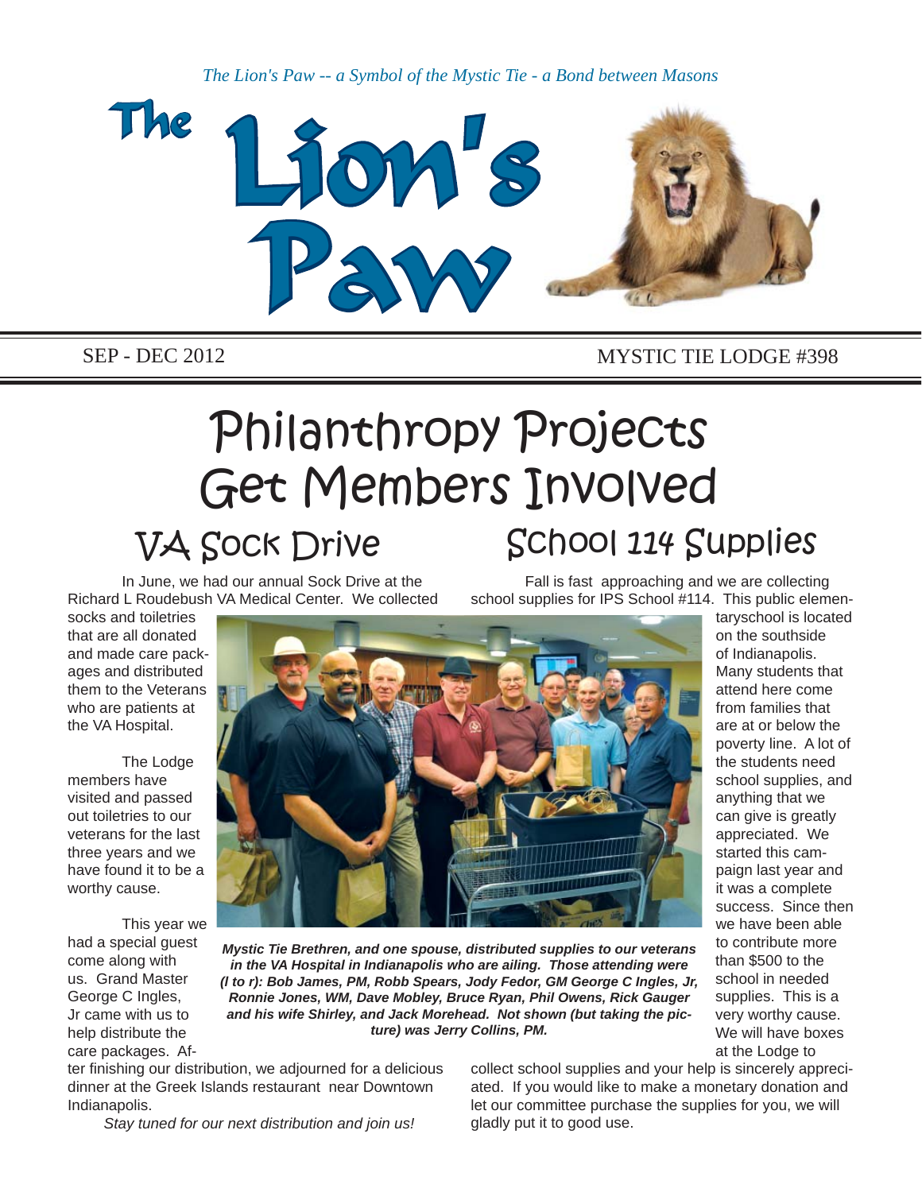*The Lion's Paw -- a Symbol of the Mystic Tie - a Bond between Masons*

# The Lion's Paw

SEP - DEC 2012

MYSTIC TIE LODGE #398

# Philanthropy Projects Get Members Involved

## VA Sock Drive

In June, we had our annual Sock Drive at the Richard L Roudebush VA Medical Center. We collected socks and toiletries that are all donated and made care packages and distributed them to the Veterans who are patients at the VA Hospital.

The Lodge members have visited and passed out toiletries to our veterans for the last three years and we have found it to be a worthy cause.

This year we had a special guest come along with us. Grand Master George C Ingles, Jr came with us to help distribute the care packages. After finishing our distribution, we adjourned for a delicious dinner at the Greek Islands restaurant near Downtown Indianapolis.

*Stay tuned for our next distribution and join us!*

***Mystic Tie Brethren, and one spouse, distributed supplies to our veterans in the VA Hospital in Indianapolis who are ailing. Those attending were (l to r): Bob James, PM, Robb Spears, Jody Fedor, GM George C Ingles, Jr, Ronnie Jones, WM, Dave Mobley, Bruce Ryan, Phil Owens, Rick Gauger and his wife Shirley, and Jack Morehead. Not shown (but taking the picture) was Jerry Collins, PM.***

## School 114 Supplies

Fall is fast approaching and we are collecting school supplies for IPS School #114. This public elementaryschool is located on the southside of Indianapolis. Many students that attend here come from families that are at or below the poverty line. A lot of the students need school supplies, and anything that we can give is greatly appreciated. We started this campaign last year and it was a complete success. Since then we have been able to contribute more than $500 to the school in needed supplies. This is a very worthy cause. We will have boxes at the Lodge to collect school supplies and your help is sincerely appreciated. If you would like to make a monetary donation and let our committee purchase the supplies for you, we will gladly put it to good use.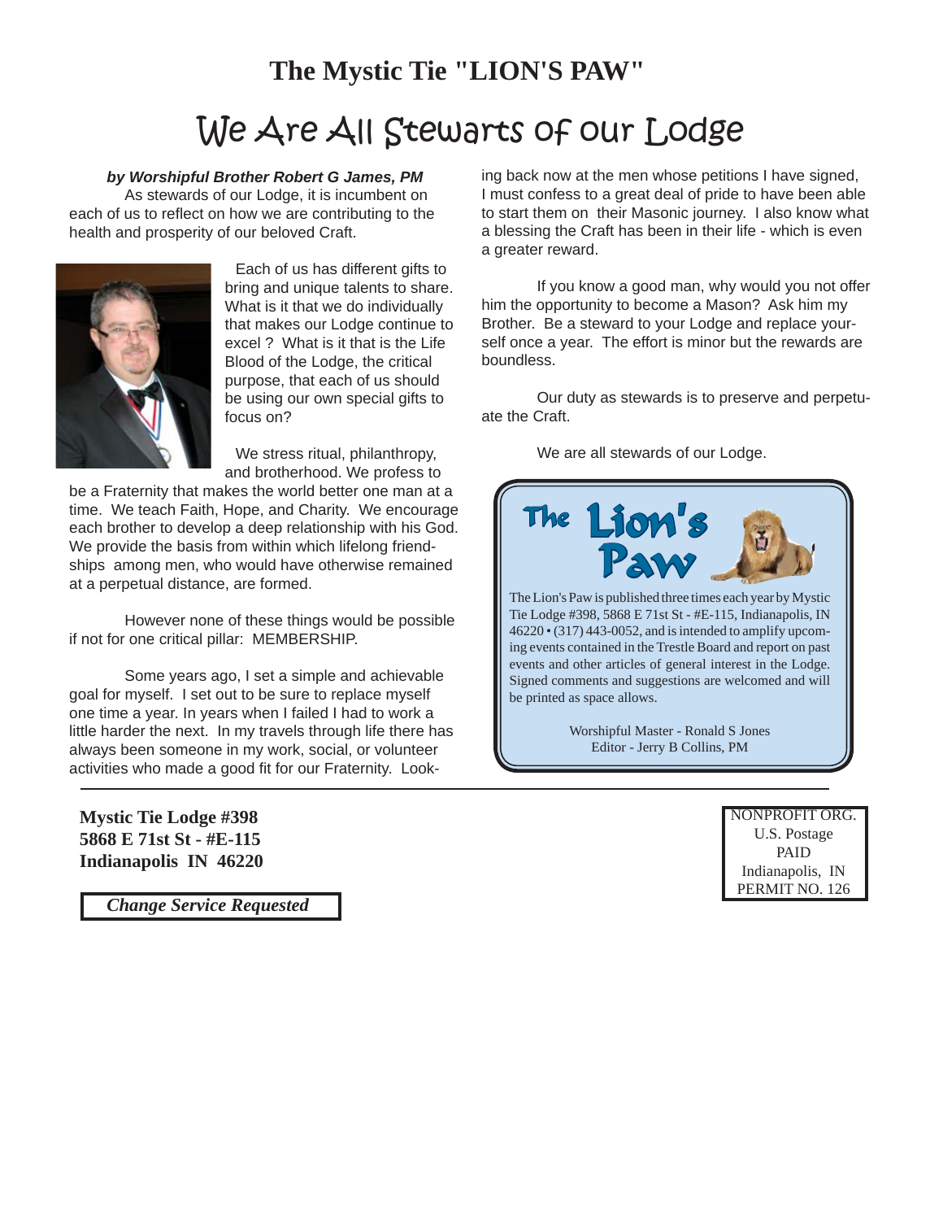# The Mystic Tie "LION'S PAW"

## We Are All Stewarts of our Lodge

***by Worshipful Brother Robert G James, PM***

As stewards of our Lodge, it is incumbent on each of us to reflect on how we are contributing to the health and prosperity of our beloved Craft.

Each of us has different gifts to bring and unique talents to share. What is it that we do individually that makes our Lodge continue to excel ? What is it that is the Life Blood of the Lodge, the critical purpose, that each of us should be using our own special gifts to focus on?

We stress ritual, philanthropy, and brotherhood. We profess to be a Fraternity that makes the world better one man at a time. We teach Faith, Hope, and Charity. We encourage each brother to develop a deep relationship with his God. We provide the basis from within which lifelong friendships among men, who would have otherwise remained at a perpetual distance, are formed.

However none of these things would be possible if not for one critical pillar: MEMBERSHIP.

Some years ago, I set a simple and achievable goal for myself. I set out to be sure to replace myself one time a year. In years when I failed I had to work a little harder the next. In my travels through life there has always been someone in my work, social, or volunteer activities who made a good fit for our Fraternity. Looking back now at the men whose petitions I have signed, I must confess to a great deal of pride to have been able to start them on their Masonic journey. I also know what a blessing the Craft has been in their life - which is even a greater reward.

If you know a good man, why would you not offer him the opportunity to become a Mason? Ask him my Brother. Be a steward to your Lodge and replace yourself once a year. The effort is minor but the rewards are boundless.

Our duty as stewards is to preserve and perpetuate the Craft.

We are all stewards of our Lodge.

**The Lion's Paw**

The Lion's Paw is published three times each year by Mystic Tie Lodge #398, 5868 E 71st St - #E-115, Indianapolis, IN 46220 • (317) 443-0052, and is intended to amplify upcoming events contained in the Trestle Board and report on past events and other articles of general interest in the Lodge. Signed comments and suggestions are welcomed and will be printed as space allows.

Worshipful Master - Ronald S Jones
Editor - Jerry B Collins, PM

---

**Mystic Tie Lodge #398**
**5868 E 71st St - #E-115**
**Indianapolis IN 46220**

***Change Service Requested***

NONPROFIT ORG.
U.S. Postage
PAID
Indianapolis, IN
PERMIT NO. 126